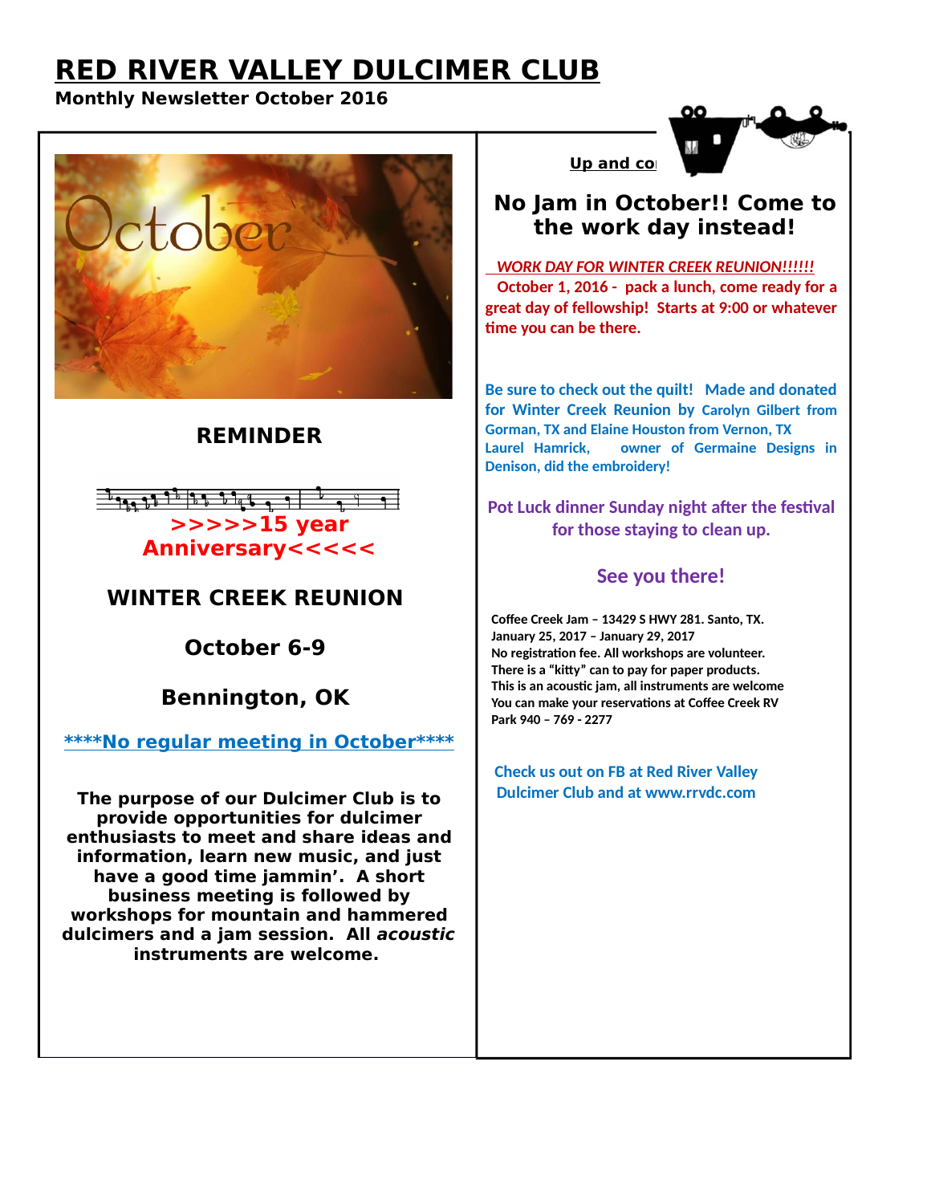# RED RIVER VALLEY DULCIMER CLUB

**Monthly Newsletter October 2016**

## REMINDER

**>>>>>15 year Anniversary<<<<<**

## WINTER CREEK REUNION

## October 6-9

## Bennington, OK

****No regular meeting in October****

**The purpose of our Dulcimer Club is to provide opportunities for dulcimer enthusiasts to meet and share ideas and information, learn new music, and just have a good time jammin'. A short business meeting is followed by workshops for mountain and hammered dulcimers and a jam session. All *acoustic* instruments are welcome.**

**Up and co**

## No Jam in October!! Come to the work day instead!

***WORK DAY FOR WINTER CREEK REUNION!!!!!!***

**October 1, 2016 - pack a lunch, come ready for a great day of fellowship! Starts at 9:00 or whatever time you can be there.**

**Be sure to check out the quilt! Made and donated for Winter Creek Reunion by Carolyn Gilbert from Gorman, TX and Elaine Houston from Vernon, TX Laurel Hamrick, owner of Germaine Designs in Denison, did the embroidery!**

**Pot Luck dinner Sunday night after the festival for those staying to clean up.**

**See you there!**

**Coffee Creek Jam – 13429 S HWY 281. Santo, TX.**
**January 25, 2017 – January 29, 2017**
**No registration fee. All workshops are volunteer.**
**There is a "kitty" can to pay for paper products.**
**This is an acoustic jam, all instruments are welcome**
**You can make your reservations at Coffee Creek RV Park 940 – 769 - 2277**

**Check us out on FB at Red River Valley Dulcimer Club and at www.rrvdc.com**